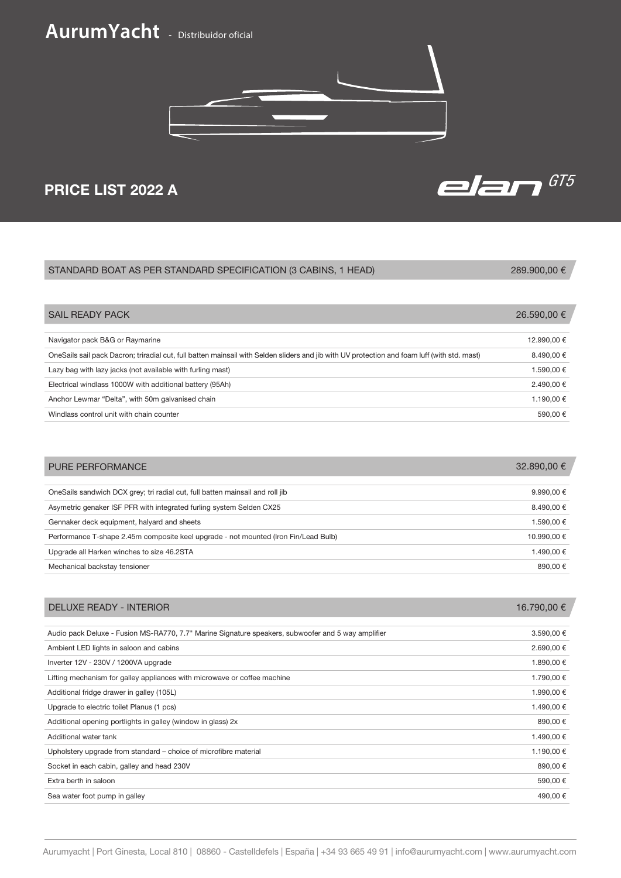# AurumYacht - Distribuidor oficial

## PRICE LIST 2022 A

elan GT5

| STANDARD BOAT AS PER STANDARD SPECIFICATION (3 CABINS, 1 HEAD) | 289.900,00 € |
| --- | --- |

| SAIL READY PACK | 26.590,00 € |
| --- | --- |
| Navigator pack B&G or Raymarine | 12.990,00 € |
| OneSails sail pack Dacron; triradial cut, full batten mainsail with Selden sliders and jib with UV protection and foam luff (with std. mast) | 8.490,00 € |
| Lazy bag with lazy jacks (not available with furling mast) | 1.590,00 € |
| Electrical windlass 1000W with additional battery (95Ah) | 2.490,00 € |
| Anchor Lewmar "Delta", with 50m galvanised chain | 1.190,00 € |
| Windlass control unit with chain counter | 590,00 € |

| PURE PERFORMANCE | 32.890,00 € |
| --- | --- |
| OneSails sandwich DCX grey; tri radial cut, full batten mainsail and roll jib | 9.990,00 € |
| Asymetric genaker ISF PFR with integrated furling system Selden CX25 | 8.490,00 € |
| Gennaker deck equipment, halyard and sheets | 1.590,00 € |
| Performance T-shape 2.45m composite keel upgrade - not mounted (Iron Fin/Lead Bulb) | 10.990,00 € |
| Upgrade all Harken winches to size 46.2STA | 1.490,00 € |
| Mechanical backstay tensioner | 890,00 € |

| DELUXE READY - INTERIOR | 16.790,00 € |
| --- | --- |
| Audio pack Deluxe - Fusion MS-RA770, 7.7" Marine Signature speakers, subwoofer and 5 way amplifier | 3.590,00 € |
| Ambient LED lights in saloon and cabins | 2.690,00 € |
| Inverter 12V - 230V / 1200VA upgrade | 1.890,00 € |
| Lifting mechanism for galley appliances with microwave or coffee machine | 1.790,00 € |
| Additional fridge drawer in galley (105L) | 1.990,00 € |
| Upgrade to electric toilet Planus (1 pcs) | 1.490,00 € |
| Additional opening portlights in galley (window in glass) 2x | 890,00 € |
| Additional water tank | 1.490,00 € |
| Upholstery upgrade from standard – choice of microfibre material | 1.190,00 € |
| Socket in each cabin, galley and head 230V | 890,00 € |
| Extra berth in saloon | 590,00 € |
| Sea water foot pump in galley | 490,00 € |

Aurumyacht | Port Ginesta, Local 810 | 08860 - Castelldefels | España | +34 93 665 49 91 | info@aurumyacht.com | www.aurumyacht.com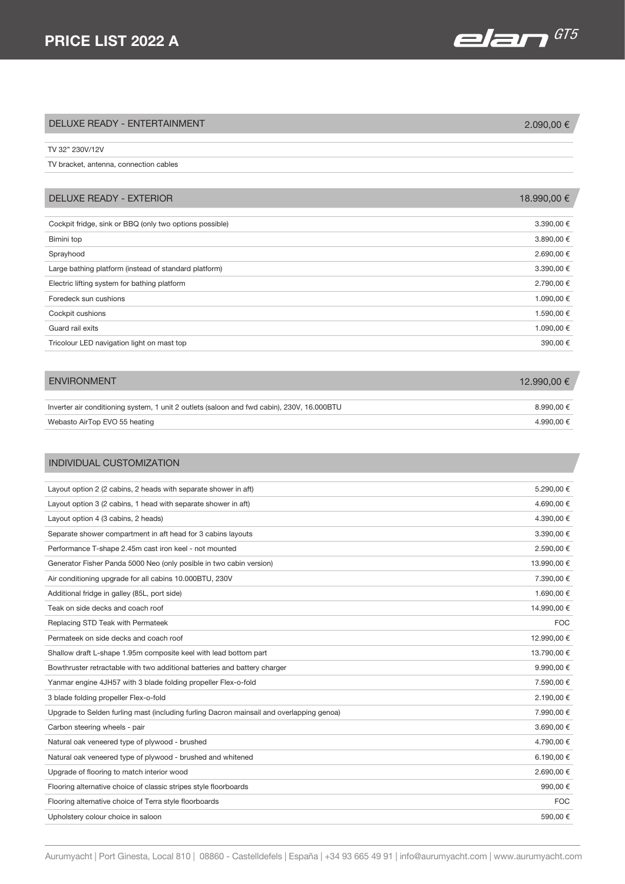## PRICE LIST 2022 A

### DELUXE READY - ENTERTAINMENT — 2.090,00 €

| Item | Price |
|---|---|
| TV 32" 230V/12V | |
| TV bracket, antenna, connection cables | |

### DELUXE READY - EXTERIOR — 18.990,00 €

| Item | Price |
|---|---|
| Cockpit fridge, sink or BBQ (only two options possible) | 3.390,00 € |
| Bimini top | 3.890,00 € |
| Sprayhood | 2.690,00 € |
| Large bathing platform (instead of standard platform) | 3.390,00 € |
| Electric lifting system for bathing platform | 2.790,00 € |
| Foredeck sun cushions | 1.090,00 € |
| Cockpit cushions | 1.590,00 € |
| Guard rail exits | 1.090,00 € |
| Tricolour LED navigation light on mast top | 390,00 € |

### ENVIRONMENT — 12.990,00 €

| Item | Price |
|---|---|
| Inverter air conditioning system, 1 unit 2 outlets (saloon and fwd cabin), 230V, 16.000BTU | 8.990,00 € |
| Webasto AirTop EVO 55 heating | 4.990,00 € |

### INDIVIDUAL CUSTOMIZATION

| Item | Price |
|---|---|
| Layout option 2 (2 cabins, 2 heads with separate shower in aft) | 5.290,00 € |
| Layout option 3 (2 cabins, 1 head with separate shower in aft) | 4.690,00 € |
| Layout option 4 (3 cabins, 2 heads) | 4.390,00 € |
| Separate shower compartment in aft head for 3 cabins layouts | 3.390,00 € |
| Performance T-shape 2.45m cast iron keel - not mounted | 2.590,00 € |
| Generator Fisher Panda 5000 Neo (only posible in two cabin version) | 13.990,00 € |
| Air conditioning upgrade for all cabins 10.000BTU, 230V | 7.390,00 € |
| Additional fridge in galley (85L, port side) | 1.690,00 € |
| Teak on side decks and coach roof | 14.990,00 € |
| Replacing STD Teak with Permateek | FOC |
| Permateek on side decks and coach roof | 12.990,00 € |
| Shallow draft L-shape 1.95m composite keel with lead bottom part | 13.790,00 € |
| Bowthruster retractable with two additional batteries and battery charger | 9.990,00 € |
| Yanmar engine 4JH57 with 3 blade folding propeller Flex-o-fold | 7.590,00 € |
| 3 blade folding propeller Flex-o-fold | 2.190,00 € |
| Upgrade to Selden furling mast (including furling Dacron mainsail and overlapping genoa) | 7.990,00 € |
| Carbon steering wheels - pair | 3.690,00 € |
| Natural oak veneered type of plywood - brushed | 4.790,00 € |
| Natural oak veneered type of plywood - brushed and whitened | 6.190,00 € |
| Upgrade of flooring to match interior wood | 2.690,00 € |
| Flooring alternative choice of classic stripes style floorboards | 990,00 € |
| Flooring alternative choice of Terra style floorboards | FOC |
| Upholstery colour choice in saloon | 590,00 € |

Aurumyacht | Port Ginesta, Local 810 | 08860 - Castelldefels | España | +34 93 665 49 91 | info@aurumyacht.com | www.aurumyacht.com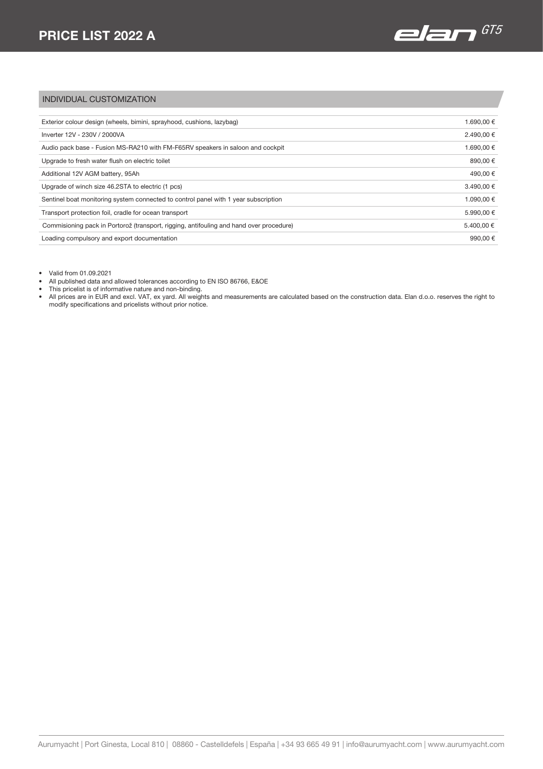## INDIVIDUAL CUSTOMIZATION

| | |
|---|---|
| Exterior colour design (wheels, bimini, sprayhood, cushions, lazybag) | 1.690,00 € |
| Inverter 12V - 230V / 2000VA | 2.490,00 € |
| Audio pack base - Fusion MS-RA210 with FM-F65RV speakers in saloon and cockpit | 1.690,00 € |
| Upgrade to fresh water flush on electric toilet | 890,00 € |
| Additional 12V AGM battery, 95Ah | 490,00 € |
| Upgrade of winch size 46.2STA to electric (1 pcs) | 3.490,00 € |
| Sentinel boat monitoring system connected to control panel with 1 year subscription | 1.090,00 € |
| Transport protection foil, cradle for ocean transport | 5.990,00 € |
| Commisioning pack in Portorož (transport, rigging, antifouling and hand over procedure) | 5.400,00 € |
| Loading compulsory and export documentation | 990,00 € |

- Valid from 01.09.2021
- All published data and allowed tolerances according to EN ISO 86766, E&OE
- This pricelist is of informative nature and non-binding.
- All prices are in EUR and excl. VAT, ex yard. All weights and measurements are calculated based on the construction data. Elan d.o.o. reserves the right to modify specifications and pricelists without prior notice.